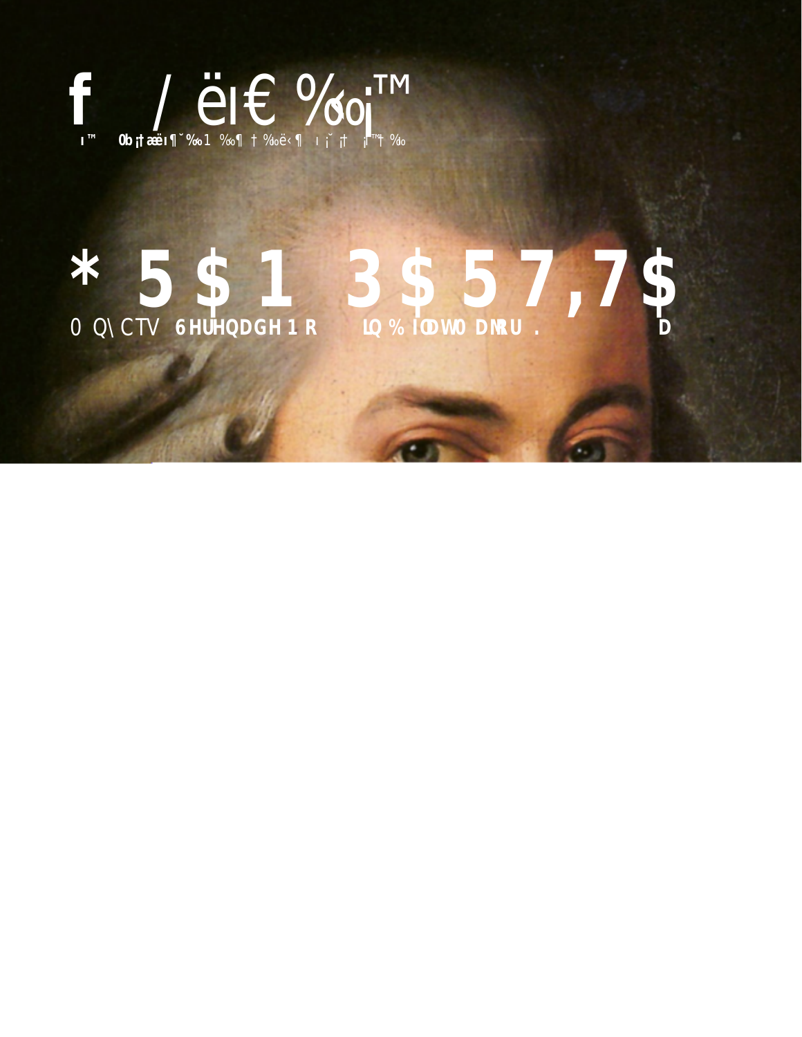# f / ëI€ %‰¡™

ı™ 0b¡†æëı¶˘‰1 ‰¶ † ‰ë‹¶ ı¡˘¡† ¡™† ‰

# * 5 $ 1 3 $ 5 7,7 $

0 Q\CTV **6HUHQDGH 1R LQ %IODW0DNRU . D**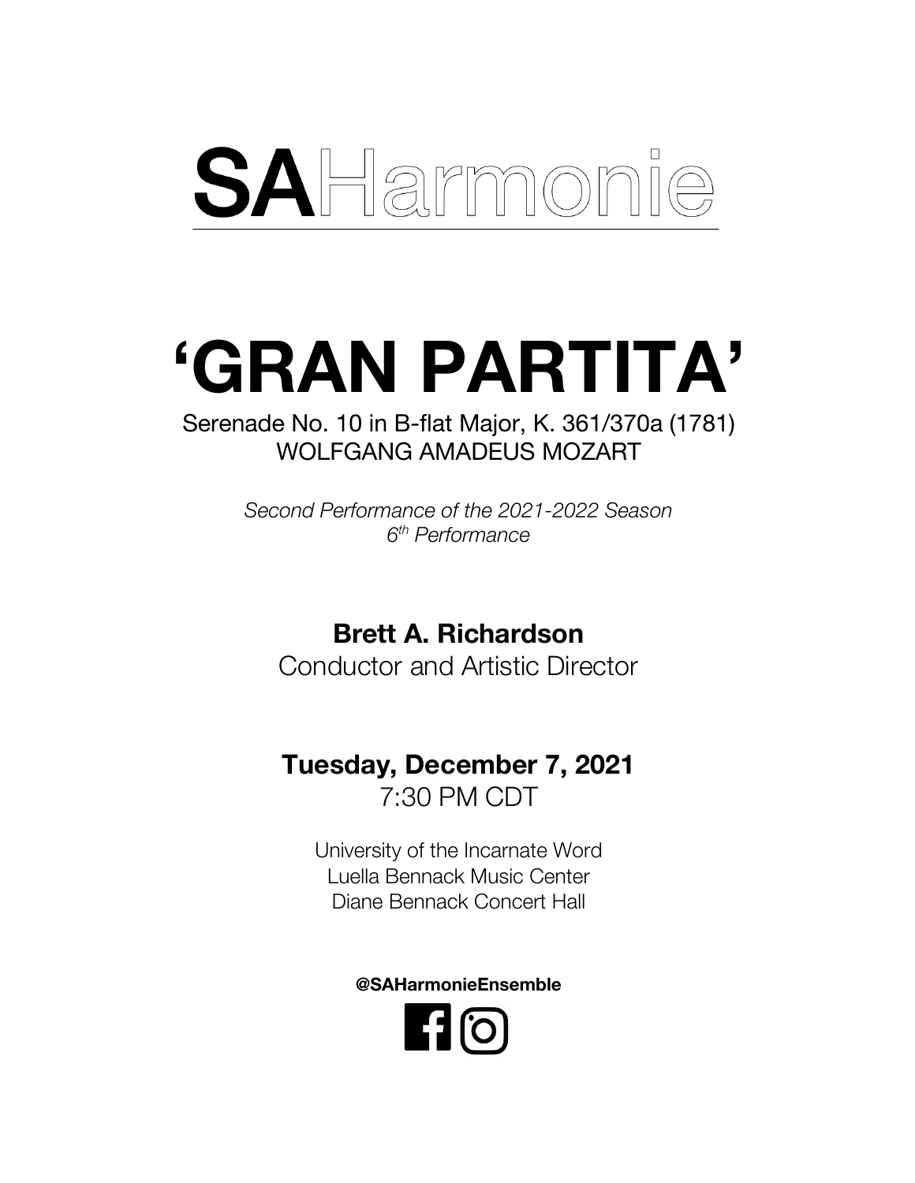# SAHarmonie

# 'GRAN PARTITA'

Serenade No. 10 in B-flat Major, K. 361/370a (1781)
WOLFGANG AMADEUS MOZART

*Second Performance of the 2021-2022 Season*
*6th Performance*

**Brett A. Richardson**
Conductor and Artistic Director

**Tuesday, December 7, 2021**
7:30 PM CDT

University of the Incarnate Word
Luella Bennack Music Center
Diane Bennack Concert Hall

**@SAHarmonieEnsemble**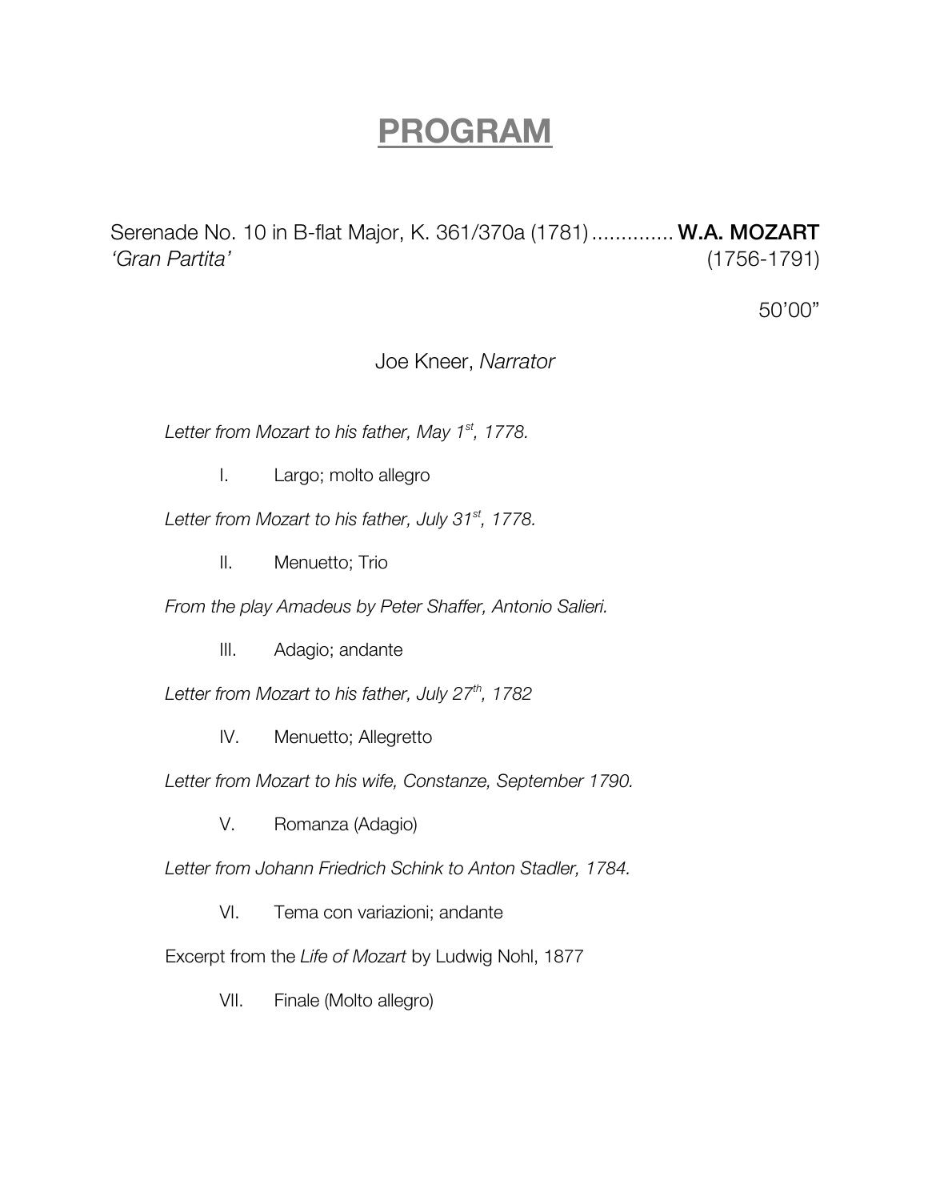# PROGRAM

Serenade No. 10 in B-flat Major, K. 361/370a (1781) .............. **W.A. MOZART**
*'Gran Partita'* (1756-1791)

50'00"

Joe Kneer, *Narrator*

*Letter from Mozart to his father, May 1st, 1778.*

I. Largo; molto allegro

*Letter from Mozart to his father, July 31st, 1778.*

II. Menuetto; Trio

*From the play Amadeus by Peter Shaffer, Antonio Salieri.*

III. Adagio; andante

*Letter from Mozart to his father, July 27th, 1782*

IV. Menuetto; Allegretto

*Letter from Mozart to his wife, Constanze, September 1790.*

V. Romanza (Adagio)

*Letter from Johann Friedrich Schink to Anton Stadler, 1784.*

VI. Tema con variazioni; andante

Excerpt from the *Life of Mozart* by Ludwig Nohl, 1877

VII. Finale (Molto allegro)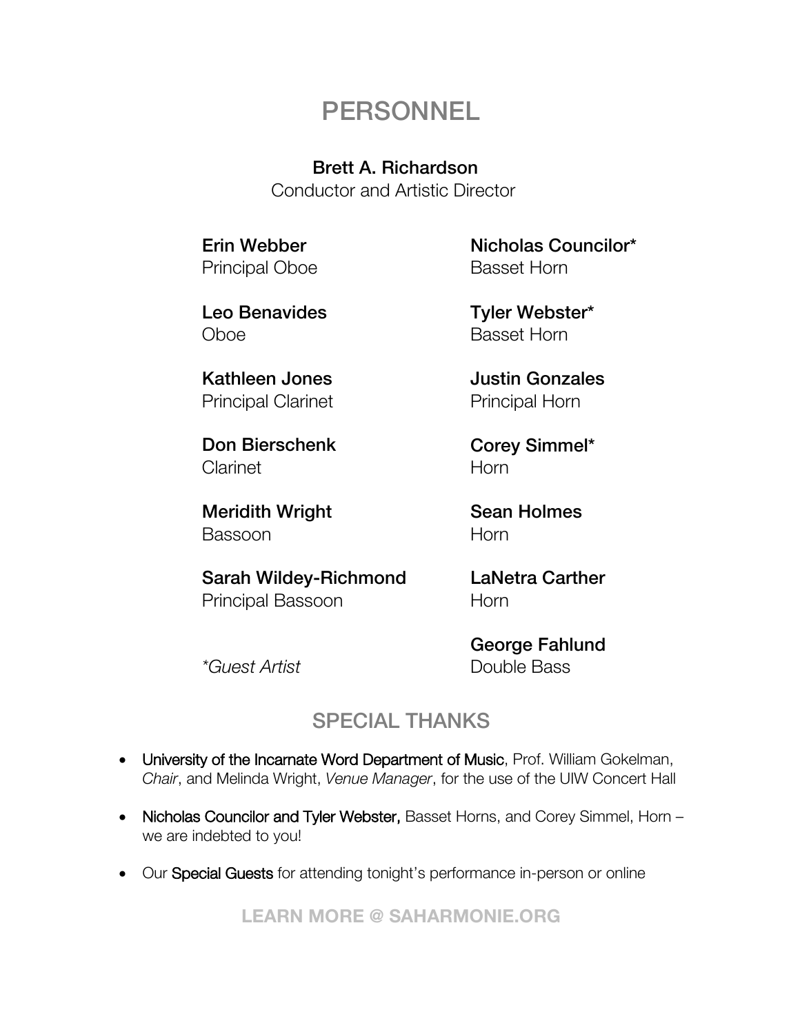# PERSONNEL

**Brett A. Richardson**
Conductor and Artistic Director

**Erin Webber**
Principal Oboe

**Leo Benavides**
Oboe

**Kathleen Jones**
Principal Clarinet

**Don Bierschenk**
Clarinet

**Meridith Wright**
Bassoon

**Sarah Wildey-Richmond**
Principal Bassoon

**Nicholas Councilor***
Basset Horn

**Tyler Webster***
Basset Horn

**Justin Gonzales**
Principal Horn

**Corey Simmel***
Horn

**Sean Holmes**
Horn

**LaNetra Carther**
Horn

**George Fahlund**
Double Bass

*\*Guest Artist*

## SPECIAL THANKS

- University of the Incarnate Word Department of Music, Prof. William Gokelman, *Chair*, and Melinda Wright, *Venue Manager*, for the use of the UIW Concert Hall
- Nicholas Councilor and Tyler Webster, Basset Horns, and Corey Simmel, Horn – we are indebted to you!
- Our Special Guests for attending tonight's performance in-person or online

**LEARN MORE @ SAHARMONIE.ORG**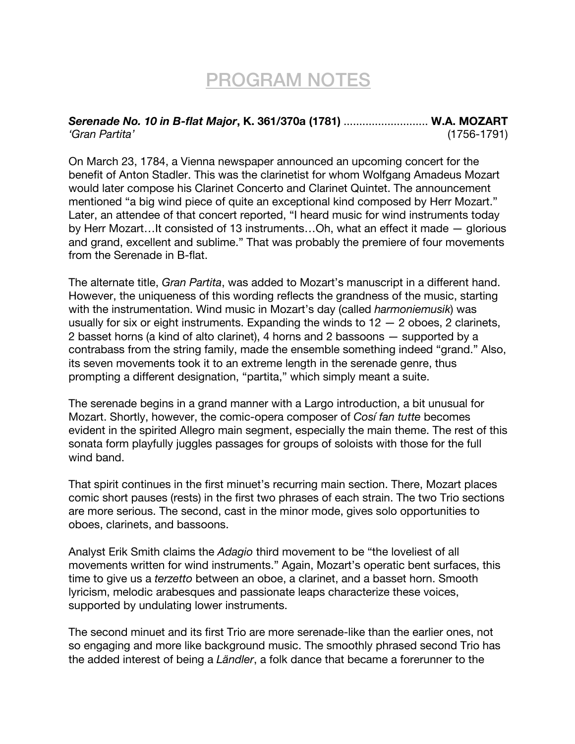# PROGRAM NOTES

***Serenade No. 10 in B-flat Major*, K. 361/370a (1781)** ........................... **W.A. MOZART**
*'Gran Partita'* (1756-1791)

On March 23, 1784, a Vienna newspaper announced an upcoming concert for the benefit of Anton Stadler. This was the clarinetist for whom Wolfgang Amadeus Mozart would later compose his Clarinet Concerto and Clarinet Quintet. The announcement mentioned "a big wind piece of quite an exceptional kind composed by Herr Mozart." Later, an attendee of that concert reported, "I heard music for wind instruments today by Herr Mozart…It consisted of 13 instruments…Oh, what an effect it made — glorious and grand, excellent and sublime." That was probably the premiere of four movements from the Serenade in B-flat.

The alternate title, *Gran Partita*, was added to Mozart's manuscript in a different hand. However, the uniqueness of this wording reflects the grandness of the music, starting with the instrumentation. Wind music in Mozart's day (called *harmoniemusik*) was usually for six or eight instruments. Expanding the winds to 12 — 2 oboes, 2 clarinets, 2 basset horns (a kind of alto clarinet), 4 horns and 2 bassoons — supported by a contrabass from the string family, made the ensemble something indeed "grand." Also, its seven movements took it to an extreme length in the serenade genre, thus prompting a different designation, "partita," which simply meant a suite.

The serenade begins in a grand manner with a Largo introduction, a bit unusual for Mozart. Shortly, however, the comic-opera composer of *Cosí fan tutte* becomes evident in the spirited Allegro main segment, especially the main theme. The rest of this sonata form playfully juggles passages for groups of soloists with those for the full wind band.

That spirit continues in the first minuet's recurring main section. There, Mozart places comic short pauses (rests) in the first two phrases of each strain. The two Trio sections are more serious. The second, cast in the minor mode, gives solo opportunities to oboes, clarinets, and bassoons.

Analyst Erik Smith claims the *Adagio* third movement to be "the loveliest of all movements written for wind instruments." Again, Mozart's operatic bent surfaces, this time to give us a *terzetto* between an oboe, a clarinet, and a basset horn. Smooth lyricism, melodic arabesques and passionate leaps characterize these voices, supported by undulating lower instruments.

The second minuet and its first Trio are more serenade-like than the earlier ones, not so engaging and more like background music. The smoothly phrased second Trio has the added interest of being a *Ländler*, a folk dance that became a forerunner to the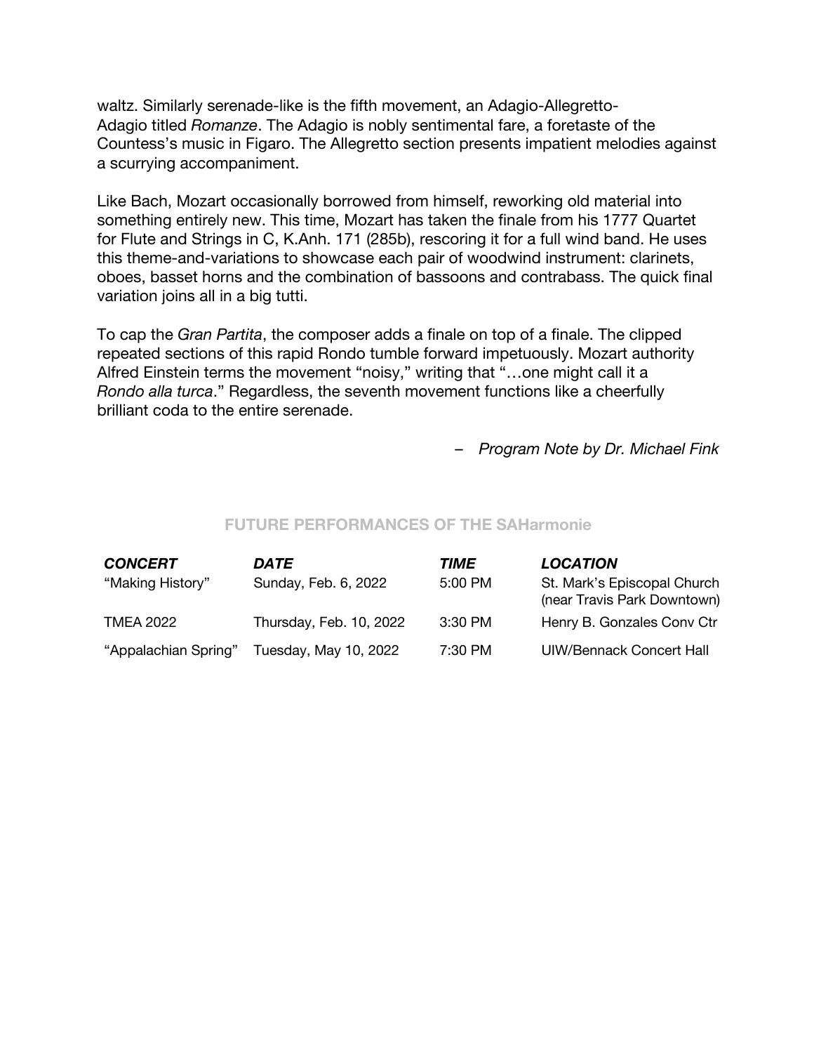waltz. Similarly serenade-like is the fifth movement, an Adagio-Allegretto-Adagio titled *Romanze*. The Adagio is nobly sentimental fare, a foretaste of the Countess's music in Figaro. The Allegretto section presents impatient melodies against a scurrying accompaniment.

Like Bach, Mozart occasionally borrowed from himself, reworking old material into something entirely new. This time, Mozart has taken the finale from his 1777 Quartet for Flute and Strings in C, K.Anh. 171 (285b), rescoring it for a full wind band. He uses this theme-and-variations to showcase each pair of woodwind instrument: clarinets, oboes, basset horns and the combination of bassoons and contrabass. The quick final variation joins all in a big tutti.

To cap the *Gran Partita*, the composer adds a finale on top of a finale. The clipped repeated sections of this rapid Rondo tumble forward impetuously. Mozart authority Alfred Einstein terms the movement "noisy," writing that "…one might call it a *Rondo alla turca*." Regardless, the seventh movement functions like a cheerfully brilliant coda to the entire serenade.

– *Program Note by Dr. Michael Fink*

## FUTURE PERFORMANCES OF THE SAHarmonie

| ***CONCERT*** | ***DATE*** | ***TIME*** | ***LOCATION*** |
|---|---|---|---|
| "Making History" | Sunday, Feb. 6, 2022 | 5:00 PM | St. Mark's Episcopal Church (near Travis Park Downtown) |
| TMEA 2022 | Thursday, Feb. 10, 2022 | 3:30 PM | Henry B. Gonzales Conv Ctr |
| "Appalachian Spring" | Tuesday, May 10, 2022 | 7:30 PM | UIW/Bennack Concert Hall |